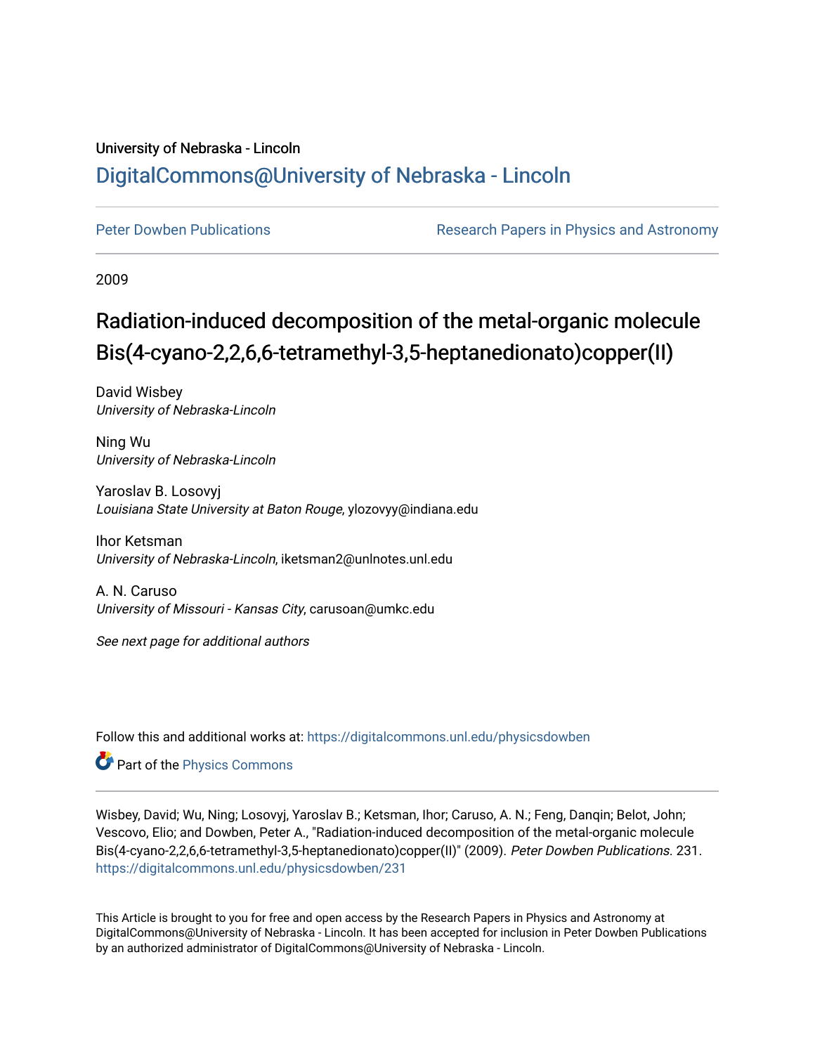University of Nebraska - Lincoln

# DigitalCommons@University of Nebraska - Lincoln

Peter Dowben Publications | Research Papers in Physics and Astronomy

2009

# Radiation-induced decomposition of the metal-organic molecule Bis(4-cyano-2,2,6,6-tetramethyl-3,5-heptanedionato)copper(II)

David Wisbey
*University of Nebraska-Lincoln*

Ning Wu
*University of Nebraska-Lincoln*

Yaroslav B. Losovyj
*Louisiana State University at Baton Rouge*, ylozovyy@indiana.edu

Ihor Ketsman
*University of Nebraska-Lincoln*, iketsman2@unlnotes.unl.edu

A. N. Caruso
*University of Missouri - Kansas City*, carusoan@umkc.edu

*See next page for additional authors*

Follow this and additional works at: https://digitalcommons.unl.edu/physicsdowben

Part of the Physics Commons

Wisbey, David; Wu, Ning; Losovyj, Yaroslav B.; Ketsman, Ihor; Caruso, A. N.; Feng, Danqin; Belot, John; Vescovo, Elio; and Dowben, Peter A., "Radiation-induced decomposition of the metal-organic molecule Bis(4-cyano-2,2,6,6-tetramethyl-3,5-heptanedionato)copper(II)" (2009). *Peter Dowben Publications.* 231.
https://digitalcommons.unl.edu/physicsdowben/231

This Article is brought to you for free and open access by the Research Papers in Physics and Astronomy at DigitalCommons@University of Nebraska - Lincoln. It has been accepted for inclusion in Peter Dowben Publications by an authorized administrator of DigitalCommons@University of Nebraska - Lincoln.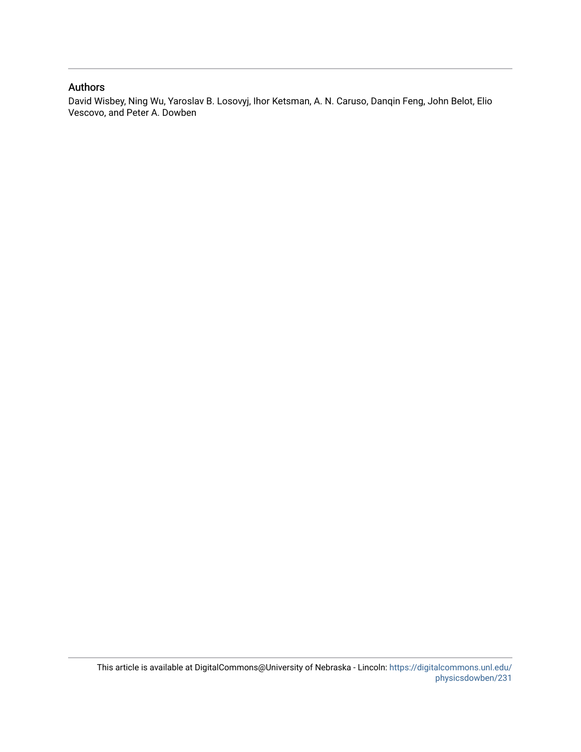## Authors

David Wisbey, Ning Wu, Yaroslav B. Losovyj, Ihor Ketsman, A. N. Caruso, Danqin Feng, John Belot, Elio Vescovo, and Peter A. Dowben

This article is available at DigitalCommons@University of Nebraska - Lincoln: https://digitalcommons.unl.edu/physicsdowben/231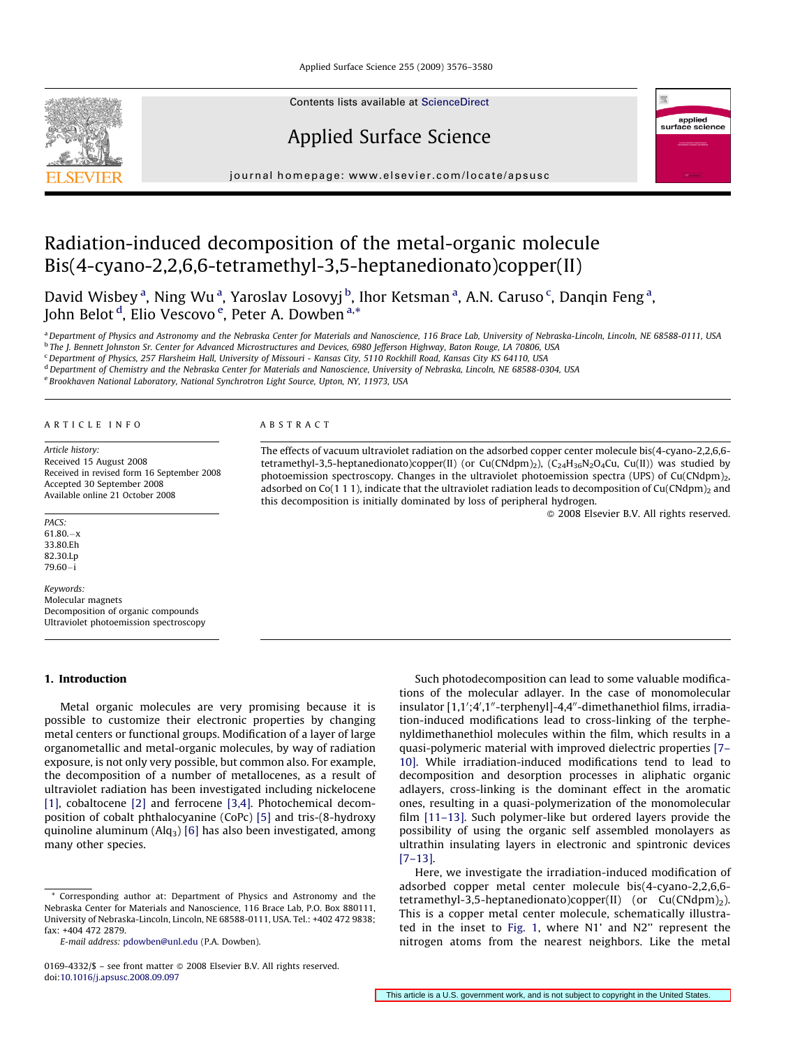# Radiation-induced decomposition of the metal-organic molecule Bis(4-cyano-2,2,6,6-tetramethyl-3,5-heptanedionato)copper(II)

David Wisbey[a], Ning Wu[a], Yaroslav Losovyj[b], Ihor Ketsman[a], A.N. Caruso[c], Danqin Feng[a], John Belot[d], Elio Vescovo[e], Peter A. Dowben[a,*]

[a] Department of Physics and Astronomy and the Nebraska Center for Materials and Nanoscience, 116 Brace Lab, University of Nebraska-Lincoln, Lincoln, NE 68588-0111, USA
[b] The J. Bennett Johnston Sr. Center for Advanced Microstructures and Devices, 6980 Jefferson Highway, Baton Rouge, LA 70806, USA
[c] Department of Physics, 257 Flarsheim Hall, University of Missouri - Kansas City, 5110 Rockhill Road, Kansas City KS 64110, USA
[d] Department of Chemistry and the Nebraska Center for Materials and Nanoscience, University of Nebraska, Lincoln, NE 68588-0304, USA
[e] Brookhaven National Laboratory, National Synchrotron Light Source, Upton, NY, 11973, USA

## ARTICLE INFO

*Article history:*
Received 15 August 2008
Received in revised form 16 September 2008
Accepted 30 September 2008
Available online 21 October 2008

*PACS:*
61.80.−x
33.80.Eh
82.30.Lp
79.60−i

*Keywords:*
Molecular magnets
Decomposition of organic compounds
Ultraviolet photoemission spectroscopy

## ABSTRACT

The effects of vacuum ultraviolet radiation on the adsorbed copper center molecule bis(4-cyano-2,2,6,6-tetramethyl-3,5-heptanedionato)copper(II) (or $Cu(CNdpm)_2$), ($C_{24}H_{36}N_2O_4Cu$, Cu(II)) was studied by photoemission spectroscopy. Changes in the ultraviolet photoemission spectra (UPS) of $Cu(CNdpm)_2$, adsorbed on Co(1 1 1), indicate that the ultraviolet radiation leads to decomposition of $Cu(CNdpm)_2$ and this decomposition is initially dominated by loss of peripheral hydrogen.

© 2008 Elsevier B.V. All rights reserved.

## 1. Introduction

Metal organic molecules are very promising because it is possible to customize their electronic properties by changing metal centers or functional groups. Modification of a layer of large organometallic and metal-organic molecules, by way of radiation exposure, is not only very possible, but common also. For example, the decomposition of a number of metallocenes, as a result of ultraviolet radiation has been investigated including nickelocene [1], cobaltocene [2] and ferrocene [3,4]. Photochemical decomposition of cobalt phthalocyanine (CoPc) [5] and tris-(8-hydroxy quinoline aluminum ($Alq_3$) [6] has also been investigated, among many other species.

Such photodecomposition can lead to some valuable modifications of the molecular adlayer. In the case of monomolecular insulator [1,1′;4′,1″-terphenyl]-4,4″-dimethanethiol films, irradiation-induced modifications lead to cross-linking of the terphenyldimethanethiol molecules within the film, which results in a quasi-polymeric material with improved dielectric properties [7–10]. While irradiation-induced modifications tend to lead to decomposition and desorption processes in aliphatic organic adlayers, cross-linking is the dominant effect in the aromatic ones, resulting in a quasi-polymerization of the monomolecular film [11–13]. Such polymer-like but ordered layers provide the possibility of using the organic self assembled monolayers as ultrathin insulating layers in electronic and spintronic devices [7–13].

Here, we investigate the irradiation-induced modification of adsorbed copper metal center molecule bis(4-cyano-2,2,6,6-tetramethyl-3,5-heptanedionato)copper(II) (or $Cu(CNdpm)_2$). This is a copper metal center molecule, schematically illustrated in the inset to Fig. 1, where N1′ and N2″ represent the nitrogen atoms from the nearest neighbors. Like the metal

* Corresponding author at: Department of Physics and Astronomy and the Nebraska Center for Materials and Nanoscience, 116 Brace Lab, P.O. Box 880111, University of Nebraska-Lincoln, Lincoln, NE 68588-0111, USA. Tel.: +402 472 9838; fax: +404 472 2879.
E-mail address: pdowben@unl.edu (P.A. Dowben).

0169-4332/$ – see front matter © 2008 Elsevier B.V. All rights reserved.
doi:10.1016/j.apsusc.2008.09.097

This article is a U.S. government work, and is not subject to copyright in the United States.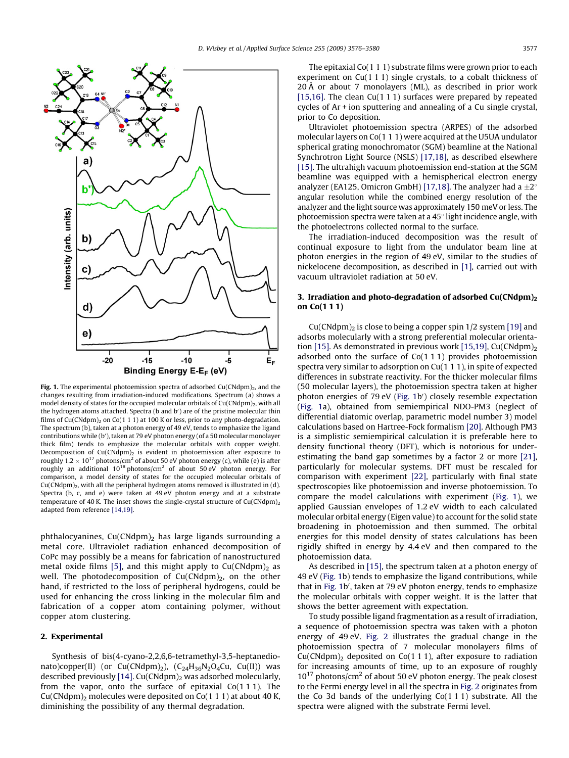**Fig. 1.** The experimental photoemission spectra of adsorbed $Cu(CNdpm)_2$, and the changes resulting from irradiation-induced modifications. Spectrum (a) shows a model density of states for the occupied molecular orbitals of $Cu(CNdpm)_2$, with all the hydrogen atoms attached. Spectra (b and b′) are of the pristine molecular thin films of $Cu(CNdpm)_2$ on Co(1 1 1) at 100 K or less, prior to any photo-degradation. The spectrum (b), taken at a photon energy of 49 eV, tends to emphasize the ligand contributions while (b′), taken at 79 eV photon energy (of a 50 molecular monolayer thick film) tends to emphasize the molecular orbitals with copper weight. Decomposition of $Cu(CNdpm)_2$ is evident in photoemission after exposure to roughly $1.2 \times 10^{17}$ photons/cm$^2$ of about 50 eV photon energy (c), while (e) is after roughly an additional $10^{18}$ photons/cm$^2$ of about 50 eV photon energy. For comparison, a model density of states for the occupied molecular orbitals of $Cu(CNdpm)_2$, with all the peripheral hydrogen atoms removed is illustrated in (d). Spectra (b, c, and e) were taken at 49 eV photon energy and at a substrate temperature of 40 K. The inset shows the single-crystal structure of $Cu(CNdpm)_2$ adapted from reference [14,19].

phthalocyanines, $Cu(CNdpm)_2$ has large ligands surrounding a metal core. Ultraviolet radiation enhanced decomposition of CoPc may possibly be a means for fabrication of nanostructured metal oxide films [5], and this might apply to $Cu(CNdpm)_2$ as well. The photodecomposition of $Cu(CNdpm)_2$, on the other hand, if restricted to the loss of peripheral hydrogens, could be used for enhancing the cross linking in the molecular film and fabrication of a copper atom containing polymer, without copper atom clustering.

## 2. Experimental

Synthesis of bis(4-cyano-2,2,6,6-tetramethyl-3,5-heptanedionato)copper(II) (or $Cu(CNdpm)_2$), ($C_{24}H_{36}N_2O_4Cu$, Cu(II)) was described previously [14]. $Cu(CNdpm)_2$ was adsorbed molecularly, from the vapor, onto the surface of epitaxial Co(1 1 1). The $Cu(CNdpm)_2$ molecules were deposited on Co(1 1 1) at about 40 K, diminishing the possibility of any thermal degradation.

The epitaxial Co(1 1 1) substrate films were grown prior to each experiment on Cu(1 1 1) single crystals, to a cobalt thickness of 20 Å or about 7 monolayers (ML), as described in prior work [15,16]. The clean Cu(1 1 1) surfaces were prepared by repeated cycles of Ar + ion sputtering and annealing of a Cu single crystal, prior to Co deposition.

Ultraviolet photoemission spectra (ARPES) of the adsorbed molecular layers on Co(1 1 1) were acquired at the U5UA undulator spherical grating monochromator (SGM) beamline at the National Synchrotron Light Source (NSLS) [17,18], as described elsewhere [15]. The ultrahigh vacuum photoemission end-station at the SGM beamline was equipped with a hemispherical electron energy analyzer (EA125, Omicron GmbH) [17,18]. The analyzer had a $\pm 2^\circ$ angular resolution while the combined energy resolution of the analyzer and the light source was approximately 150 meV or less. The photoemission spectra were taken at a 45° light incidence angle, with the photoelectrons collected normal to the surface.

The irradiation-induced decomposition was the result of continual exposure to light from the undulator beam line at photon energies in the region of 49 eV, similar to the studies of nickelocene decomposition, as described in [1], carried out with vacuum ultraviolet radiation at 50 eV.

## 3. Irradiation and photo-degradation of adsorbed $Cu(CNdpm)_2$ on Co(1 1 1)

$Cu(CNdpm)_2$ is close to being a copper spin 1/2 system [19] and adsorbs molecularly with a strong preferential molecular orientation [15]. As demonstrated in previous work [15,19], $Cu(CNdpm)_2$ adsorbed onto the surface of Co(1 1 1) provides photoemission spectra very similar to adsorption on Cu(1 1 1), in spite of expected differences in substrate reactivity. For the thicker molecular films (50 molecular layers), the photoemission spectra taken at higher photon energies of 79 eV (Fig. 1b′) closely resemble expectation (Fig. 1a), obtained from semiempirical NDO-PM3 (neglect of differential diatomic overlap, parametric model number 3) model calculations based on Hartree-Fock formalism [20]. Although PM3 is a simplistic semiempirical calculation it is preferable here to density functional theory (DFT), which is notorious for underestimating the band gap sometimes by a factor 2 or more [21], particularly for molecular systems. DFT must be rescaled for comparison with experiment [22], particularly with final state spectroscopies like photoemission and inverse photoemission. To compare the model calculations with experiment (Fig. 1), we applied Gaussian envelopes of 1.2 eV width to each calculated molecular orbital energy (Eigen value) to account for the solid state broadening in photoemission and then summed. The orbital energies for this model density of states calculations has been rigidly shifted in energy by 4.4 eV and then compared to the photoemission data.

As described in [15], the spectrum taken at a photon energy of 49 eV (Fig. 1b) tends to emphasize the ligand contributions, while that in Fig. 1b′, taken at 79 eV photon energy, tends to emphasize the molecular orbitals with copper weight. It is the latter that shows the better agreement with expectation.

To study possible ligand fragmentation as a result of irradiation, a sequence of photoemission spectra was taken with a photon energy of 49 eV. Fig. 2 illustrates the gradual change in the photoemission spectra of 7 molecular monolayers films of $Cu(CNdpm)_2$ deposited on Co(1 1 1), after exposure to radiation for increasing amounts of time, up to an exposure of roughly $10^{17}$ photons/cm$^2$ of about 50 eV photon energy. The peak closest to the Fermi energy level in all the spectra in Fig. 2 originates from the Co 3d bands of the underlying Co(1 1 1) substrate. All the spectra were aligned with the substrate Fermi level.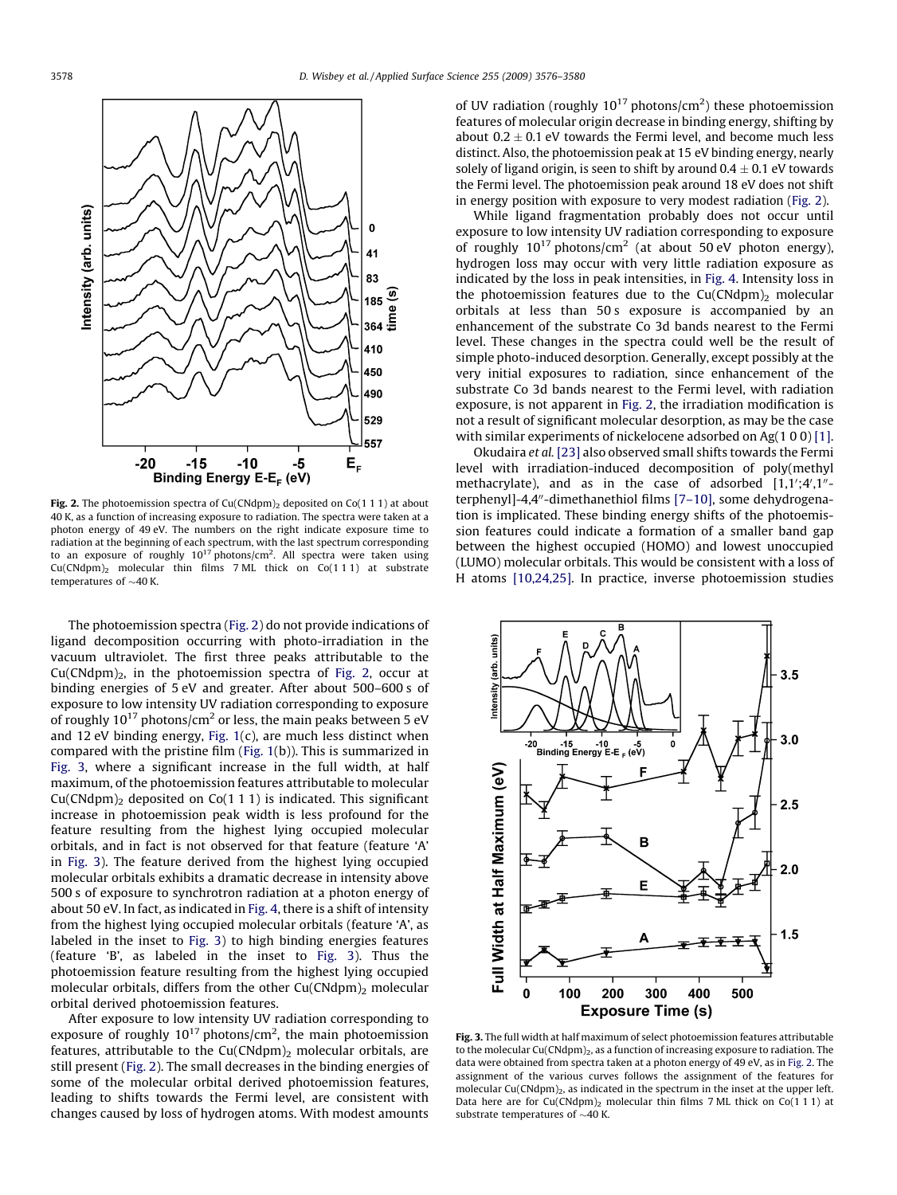**Fig. 2.** The photoemission spectra of $Cu(CNdpm)_2$ deposited on Co(1 1 1) at about 40 K, as a function of increasing exposure to radiation. The spectra were taken at a photon energy of 49 eV. The numbers on the right indicate exposure time to radiation at the beginning of each spectrum, with the last spectrum corresponding to an exposure of roughly $10^{17}$ photons/cm$^2$. All spectra were taken using $Cu(CNdpm)_2$ molecular thin films 7 ML thick on Co(1 1 1) at substrate temperatures of ~40 K.

The photoemission spectra (Fig. 2) do not provide indications of ligand decomposition occurring with photo-irradiation in the vacuum ultraviolet. The first three peaks attributable to the $Cu(CNdpm)_2$, in the photoemission spectra of Fig. 2, occur at binding energies of 5 eV and greater. After about 500–600 s of exposure to low intensity UV radiation corresponding to exposure of roughly $10^{17}$ photons/cm$^2$ or less, the main peaks between 5 eV and 12 eV binding energy, Fig. 1(c), are much less distinct when compared with the pristine film (Fig. 1(b)). This is summarized in Fig. 3, where a significant increase in the full width, at half maximum, of the photoemission features attributable to molecular $Cu(CNdpm)_2$ deposited on Co(1 1 1) is indicated. This significant increase in photoemission peak width is less profound for the feature resulting from the highest lying occupied molecular orbitals, and in fact is not observed for that feature (feature 'A' in Fig. 3). The feature derived from the highest lying occupied molecular orbitals exhibits a dramatic decrease in intensity above 500 s of exposure to synchrotron radiation at a photon energy of about 50 eV. In fact, as indicated in Fig. 4, there is a shift of intensity from the highest lying occupied molecular orbitals (feature 'A', as labeled in the inset to Fig. 3) to high binding energies features (feature 'B', as labeled in the inset to Fig. 3). Thus the photoemission feature resulting from the highest lying occupied molecular orbitals, differs from the other $Cu(CNdpm)_2$ molecular orbital derived photoemission features.

After exposure to low intensity UV radiation corresponding to exposure of roughly $10^{17}$ photons/cm$^2$, the main photoemission features, attributable to the $Cu(CNdpm)_2$ molecular orbitals, are still present (Fig. 2). The small decreases in the binding energies of some of the molecular orbital derived photoemission features, leading to shifts towards the Fermi level, are consistent with changes caused by loss of hydrogen atoms. With modest amounts of UV radiation (roughly $10^{17}$ photons/cm$^2$) these photoemission features of molecular origin decrease in binding energy, shifting by about $0.2 \pm 0.1$ eV towards the Fermi level, and become much less distinct. Also, the photoemission peak at 15 eV binding energy, nearly solely of ligand origin, is seen to shift by around $0.4 \pm 0.1$ eV towards the Fermi level. The photoemission peak around 18 eV does not shift in energy position with exposure to very modest radiation (Fig. 2).

While ligand fragmentation probably does not occur until exposure to low intensity UV radiation corresponding to exposure of roughly $10^{17}$ photons/cm$^2$ (at about 50 eV photon energy), hydrogen loss may occur with very little radiation exposure as indicated by the loss in peak intensities, in Fig. 4. Intensity loss in the photoemission features due to the $Cu(CNdpm)_2$ molecular orbitals at less than 50 s exposure is accompanied by an enhancement of the substrate Co 3d bands nearest to the Fermi level. These changes in the spectra could well be the result of simple photo-induced desorption. Generally, except possibly at the very initial exposures to radiation, since enhancement of the substrate Co 3d bands nearest to the Fermi level, with radiation exposure, is not apparent in Fig. 2, the irradiation modification is not a result of significant molecular desorption, as may be the case with similar experiments of nickelocene adsorbed on Ag(1 0 0) [1].

Okudaira *et al.* [23] also observed small shifts towards the Fermi level with irradiation-induced decomposition of poly(methyl methacrylate), and as in the case of adsorbed [1,1′;4′,1″-terphenyl]-4,4″-dimethanethiol films [7–10], some dehydrogenation is implicated. These binding energy shifts of the photoemission features could indicate a formation of a smaller band gap between the highest occupied (HOMO) and lowest unoccupied (LUMO) molecular orbitals. This would be consistent with a loss of H atoms [10,24,25]. In practice, inverse photoemission studies

**Fig. 3.** The full width at half maximum of select photoemission features attributable to the molecular $Cu(CNdpm)_2$, as a function of increasing exposure to radiation. The data were obtained from spectra taken at a photon energy of 49 eV, as in Fig. 2. The assignment of the various curves follows the assignment of the features for molecular $Cu(CNdpm)_2$, as indicated in the spectrum in the inset at the upper left. Data here are for $Cu(CNdpm)_2$ molecular thin films 7 ML thick on Co(1 1 1) at substrate temperatures of ~40 K.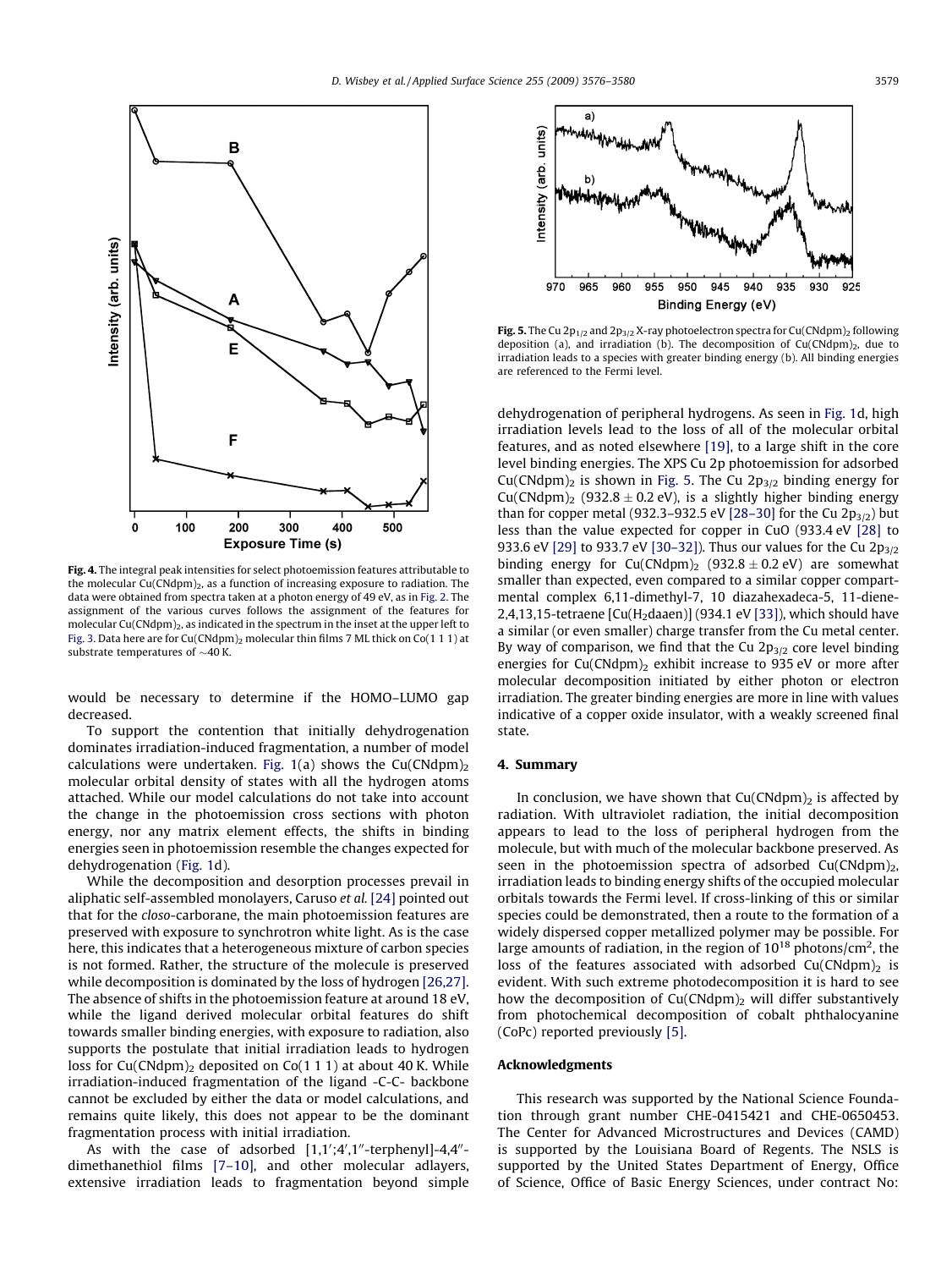Fig. 4. The integral peak intensities for select photoemission features attributable to the molecular $Cu(CNdpm)_2$, as a function of increasing exposure to radiation. The data were obtained from spectra taken at a photon energy of 49 eV, as in Fig. 2. The assignment of the various curves follows the assignment of the features for molecular $Cu(CNdpm)_2$, as indicated in the spectrum in the inset at the upper left to Fig. 3. Data here are for $Cu(CNdpm)_2$ molecular thin films 7 ML thick on Co(1 1 1) at substrate temperatures of ~40 K.

would be necessary to determine if the HOMO–LUMO gap decreased.

To support the contention that initially dehydrogenation dominates irradiation-induced fragmentation, a number of model calculations were undertaken. Fig. 1(a) shows the $Cu(CNdpm)_2$ molecular orbital density of states with all the hydrogen atoms attached. While our model calculations do not take into account the change in the photoemission cross sections with photon energy, nor any matrix element effects, the shifts in binding energies seen in photoemission resemble the changes expected for dehydrogenation (Fig. 1d).

While the decomposition and desorption processes prevail in aliphatic self-assembled monolayers, Caruso *et al.* [24] pointed out that for the *closo*-carborane, the main photoemission features are preserved with exposure to synchrotron white light. As is the case here, this indicates that a heterogeneous mixture of carbon species is not formed. Rather, the structure of the molecule is preserved while decomposition is dominated by the loss of hydrogen [26,27]. The absence of shifts in the photoemission feature at around 18 eV, while the ligand derived molecular orbital features do shift towards smaller binding energies, with exposure to radiation, also supports the postulate that initial irradiation leads to hydrogen loss for $Cu(CNdpm)_2$ deposited on Co(1 1 1) at about 40 K. While irradiation-induced fragmentation of the ligand -C-C- backbone cannot be excluded by either the data or model calculations, and remains quite likely, this does not appear to be the dominant fragmentation process with initial irradiation.

As with the case of adsorbed [1,1′;4′,1″-terphenyl]-4,4″-dimethanethiol films [7–10], and other molecular adlayers, extensive irradiation leads to fragmentation beyond simple

Fig. 5. The Cu $2p_{1/2}$ and $2p_{3/2}$ X-ray photoelectron spectra for $Cu(CNdpm)_2$ following deposition (a), and irradiation (b). The decomposition of $Cu(CNdpm)_2$, due to irradiation leads to a species with greater binding energy (b). All binding energies are referenced to the Fermi level.

dehydrogenation of peripheral hydrogens. As seen in Fig. 1d, high irradiation levels lead to the loss of all of the molecular orbital features, and as noted elsewhere [19], to a large shift in the core level binding energies. The XPS Cu 2p photoemission for adsorbed $Cu(CNdpm)_2$ is shown in Fig. 5. The Cu $2p_{3/2}$ binding energy for $Cu(CNdpm)_2$ ($932.8 \pm 0.2$ eV), is a slightly higher binding energy than for copper metal (932.3–932.5 eV [28–30] for the Cu $2p_{3/2}$) but less than the value expected for copper in CuO (933.4 eV [28] to 933.6 eV [29] to 933.7 eV [30–32]). Thus our values for the Cu $2p_{3/2}$ binding energy for $Cu(CNdpm)_2$ ($932.8 \pm 0.2$ eV) are somewhat smaller than expected, even compared to a similar copper compartmental complex 6,11-dimethyl-7, 10 diazahexadeca-5, 11-diene-2,4,13,15-tetraene [$Cu(H_2daaen)$] (934.1 eV [33]), which should have a similar (or even smaller) charge transfer from the Cu metal center. By way of comparison, we find that the Cu $2p_{3/2}$ core level binding energies for $Cu(CNdpm)_2$ exhibit increase to 935 eV or more after molecular decomposition initiated by either photon or electron irradiation. The greater binding energies are more in line with values indicative of a copper oxide insulator, with a weakly screened final state.

## 4. Summary

In conclusion, we have shown that $Cu(CNdpm)_2$ is affected by radiation. With ultraviolet radiation, the initial decomposition appears to lead to the loss of peripheral hydrogen from the molecule, but with much of the molecular backbone preserved. As seen in the photoemission spectra of adsorbed $Cu(CNdpm)_2$, irradiation leads to binding energy shifts of the occupied molecular orbitals towards the Fermi level. If cross-linking of this or similar species could be demonstrated, then a route to the formation of a widely dispersed copper metallized polymer may be possible. For large amounts of radiation, in the region of $10^{18}$ photons/cm$^2$, the loss of the features associated with adsorbed $Cu(CNdpm)_2$ is evident. With such extreme photodecomposition it is hard to see how the decomposition of $Cu(CNdpm)_2$ will differ substantively from photochemical decomposition of cobalt phthalocyanine (CoPc) reported previously [5].

## Acknowledgments

This research was supported by the National Science Foundation through grant number CHE-0415421 and CHE-0650453. The Center for Advanced Microstructures and Devices (CAMD) is supported by the Louisiana Board of Regents. The NSLS is supported by the United States Department of Energy, Office of Science, Office of Basic Energy Sciences, under contract No: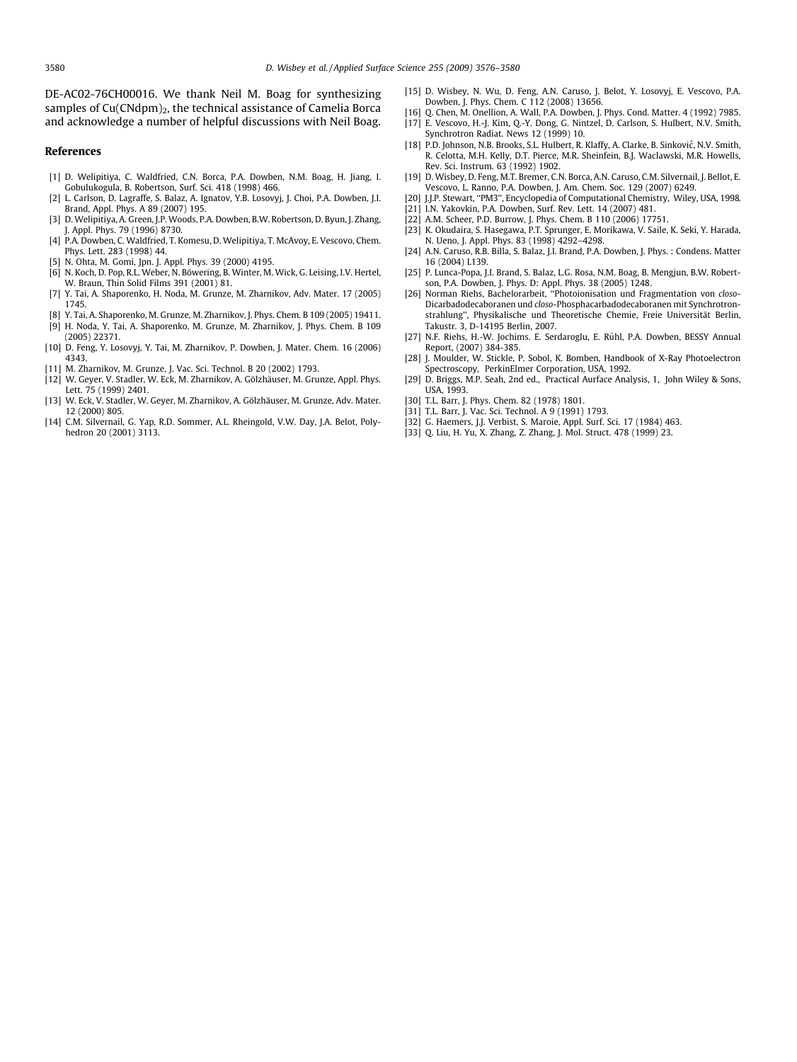DE-AC02-76CH00016. We thank Neil M. Boag for synthesizing samples of $Cu(CNdpm)_2$, the technical assistance of Camelia Borca and acknowledge a number of helpful discussions with Neil Boag.

## References

[1] D. Welipitiya, C. Waldfried, C.N. Borca, P.A. Dowben, N.M. Boag, H. Jiang, I. Gobulukogula, B. Robertson, Surf. Sci. 418 (1998) 466.

[2] L. Carlson, D. Lagraffe, S. Balaz, A. Ignatov, Y.B. Losovyj, J. Choi, P.A. Dowben, J.I. Brand, Appl. Phys. A 89 (2007) 195.

[3] D. Welipitiya, A. Green, J.P. Woods, P.A. Dowben, B.W. Robertson, D. Byun, J. Zhang, J. Appl. Phys. 79 (1996) 8730.

[4] P.A. Dowben, C. Waldfried, T. Komesu, D. Welipitiya, T. McAvoy, E. Vescovo, Chem. Phys. Lett. 283 (1998) 44.

[5] N. Ohta, M. Gomi, Jpn. J. Appl. Phys. 39 (2000) 4195.

[6] N. Koch, D. Pop, R.L. Weber, N. Böwering, B. Winter, M. Wick, G. Leising, I.V. Hertel, W. Braun, Thin Solid Films 391 (2001) 81.

[7] Y. Tai, A. Shaporenko, H. Noda, M. Grunze, M. Zharnikov, Adv. Mater. 17 (2005) 1745.

[8] Y. Tai, A. Shaporenko, M. Grunze, M. Zharnikov, J. Phys. Chem. B 109 (2005) 19411.

[9] H. Noda, Y. Tai, A. Shaporenko, M. Grunze, M. Zharnikov, J. Phys. Chem. B 109 (2005) 22371.

[10] D. Feng, Y. Losovyj, Y. Tai, M. Zharnikov, P. Dowben, J. Mater. Chem. 16 (2006) 4343.

[11] M. Zharnikov, M. Grunze, J. Vac. Sci. Technol. B 20 (2002) 1793.

[12] W. Geyer, V. Stadler, W. Eck, M. Zharnikov, A. Gölzhäuser, M. Grunze, Appl. Phys. Lett. 75 (1999) 2401.

[13] W. Eck, V. Stadler, W. Geyer, M. Zharnikov, A. Gölzhäuser, M. Grunze, Adv. Mater. 12 (2000) 805.

[14] C.M. Silvernail, G. Yap, R.D. Sommer, A.L. Rheingold, V.W. Day, J.A. Belot, Polyhedron 20 (2001) 3113.

[15] D. Wisbey, N. Wu, D. Feng, A.N. Caruso, J. Belot, Y. Losovyj, E. Vescovo, P.A. Dowben, J. Phys. Chem. C 112 (2008) 13656.

[16] Q. Chen, M. Onellion, A. Wall, P.A. Dowben, J. Phys. Cond. Matter. 4 (1992) 7985.

[17] E. Vescovo, H.-J. Kim, Q.-Y. Dong, G. Nintzel, D. Carlson, S. Hulbert, N.V. Smith, Synchrotron Radiat. News 12 (1999) 10.

[18] P.D. Johnson, N.B. Brooks, S.L. Hulbert, R. Klaffy, A. Clarke, B. Sinković, N.V. Smith, R. Celotta, M.H. Kelly, D.T. Pierce, M.R. Sheinfein, B.J. Waclawski, M.R. Howells, Rev. Sci. Instrum. 63 (1992) 1902.

[19] D. Wisbey, D. Feng, M.T. Bremer, C.N. Borca, A.N. Caruso, C.M. Silvernail, J. Bellot, E. Vescovo, L. Ranno, P.A. Dowben, J. Am. Chem. Soc. 129 (2007) 6249.

[20] J.J.P. Stewart, "PM3", Encyclopedia of Computational Chemistry, Wiley, USA, 1998.

[21] I.N. Yakovkin, P.A. Dowben, Surf. Rev. Lett. 14 (2007) 481.

[22] A.M. Scheer, P.D. Burrow, J. Phys. Chem. B 110 (2006) 17751.

[23] K. Okudaira, S. Hasegawa, P.T. Sprunger, E. Morikawa, V. Saile, K. Seki, Y. Harada, N. Ueno, J. Appl. Phys. 83 (1998) 4292–4298.

[24] A.N. Caruso, R.B. Billa, S. Balaz, J.I. Brand, P.A. Dowben, J. Phys. : Condens. Matter 16 (2004) L139.

[25] P. Lunca-Popa, J.I. Brand, S. Balaz, L.G. Rosa, N.M. Boag, B. Mengjun, B.W. Robertson, P.A. Dowben, J. Phys. D: Appl. Phys. 38 (2005) 1248.

[26] Norman Riehs, Bachelorarbeit, "Photoionisation und Fragmentation von *closo*-Dicarbadodecaboranen und *closo*-Phosphacarbadodecaboranen mit Synchrotronstrahlung", Physikalische und Theoretische Chemie, Freie Universität Berlin, Takustr. 3, D-14195 Berlin, 2007.

[27] N.F. Riehs, H.-W. Jochims. E. Serdaroglu, E. Rühl, P.A. Dowben, BESSY Annual Report, (2007) 384-385.

[28] J. Moulder, W. Stickle, P. Sobol, K. Bomben, Handbook of X-Ray Photoelectron Spectroscopy, PerkinElmer Corporation, USA, 1992.

[29] D. Briggs, M.P. Seah, 2nd ed., Practical Aurface Analysis, 1, John Wiley & Sons, USA, 1993.

[30] T.L. Barr, J. Phys. Chem. 82 (1978) 1801.

[31] T.L. Barr, J. Vac. Sci. Technol. A 9 (1991) 1793.

[32] G. Haemers, J.J. Verbist, S. Maroie, Appl. Surf. Sci. 17 (1984) 463.

[33] Q. Liu, H. Yu, X. Zhang, Z. Zhang, J. Mol. Struct. 478 (1999) 23.